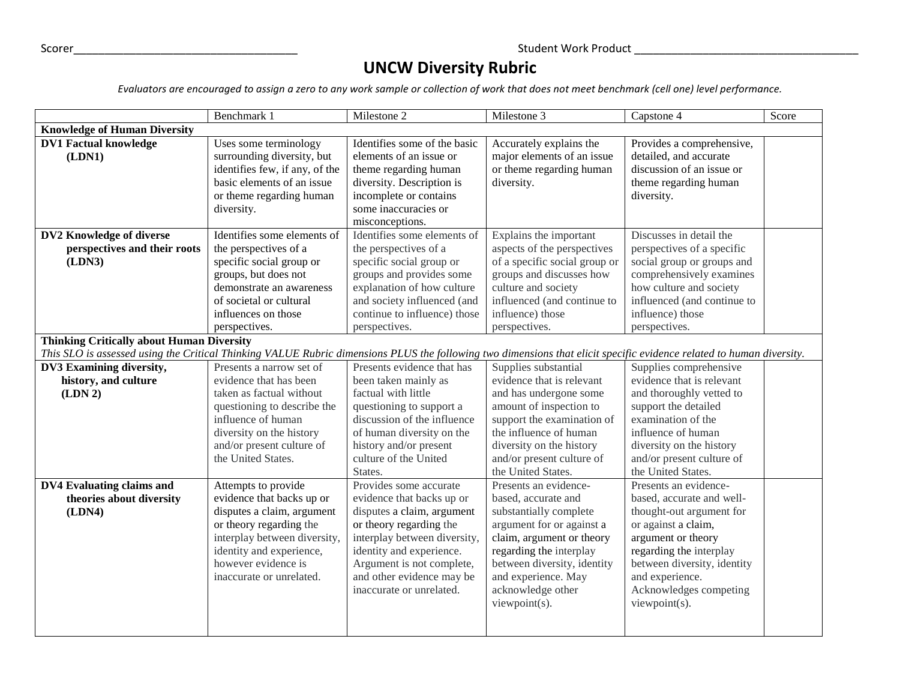Scorer____________________________________ Student Work Product ____________________________________

# UNCW Diversity Rubric

*Evaluators are encouraged to assign a zero to any work sample or collection of work that does not meet benchmark (cell one) level performance.*

| | Benchmark 1 | Milestone 2 | Milestone 3 | Capstone 4 | Score |
|---|---|---|---|---|---|
| **Knowledge of Human Diversity** | | | | | |
| **DV1 Factual knowledge (LDN1)** | Uses some terminology surrounding diversity, but identifies few, if any, of the basic elements of an issue or theme regarding human diversity. | Identifies some of the basic elements of an issue or theme regarding human diversity. Description is incomplete or contains some inaccuracies or misconceptions. | Accurately explains the major elements of an issue or theme regarding human diversity. | Provides a comprehensive, detailed, and accurate discussion of an issue or theme regarding human diversity. | |
| **DV2 Knowledge of diverse perspectives and their roots (LDN3)** | Identifies some elements of the perspectives of a specific social group or groups, but does not demonstrate an awareness of societal or cultural influences on those perspectives. | Identifies some elements of the perspectives of a specific social group or groups and provides some explanation of how culture and society influenced (and continue to influence) those perspectives. | Explains the important aspects of the perspectives of a specific social group or groups and discusses how culture and society influenced (and continue to influence) those perspectives. | Discusses in detail the perspectives of a specific social group or groups and comprehensively examines how culture and society influenced (and continue to influence) those perspectives. | |
| **Thinking Critically about Human Diversity** *This SLO is assessed using the Critical Thinking VALUE Rubric dimensions PLUS the following two dimensions that elicit specific evidence related to human diversity.* | | | | | |
| **DV3 Examining diversity, history, and culture (LDN 2)** | Presents a narrow set of evidence that has been taken as factual without questioning to describe the influence of human diversity on the history and/or present culture of the United States. | Presents evidence that has been taken mainly as factual with little questioning to support a discussion of the influence of human diversity on the history and/or present culture of the United States. | Supplies substantial evidence that is relevant and has undergone some amount of inspection to support the examination of the influence of human diversity on the history and/or present culture of the United States. | Supplies comprehensive evidence that is relevant and thoroughly vetted to support the detailed examination of the influence of human diversity on the history and/or present culture of the United States. | |
| **DV4 Evaluating claims and theories about diversity (LDN4)** | Attempts to provide evidence that backs up or disputes a claim, argument or theory regarding the interplay between diversity, identity and experience, however evidence is inaccurate or unrelated. | Provides some accurate evidence that backs up or disputes a claim, argument or theory regarding the interplay between diversity, identity and experience. Argument is not complete, and other evidence may be inaccurate or unrelated. | Presents an evidence-based, accurate and substantially complete argument for or against a claim, argument or theory regarding the interplay between diversity, identity and experience. May acknowledge other viewpoint(s). | Presents an evidence-based, accurate and well-thought-out argument for or against a claim, argument or theory regarding the interplay between diversity, identity and experience. Acknowledges competing viewpoint(s). | |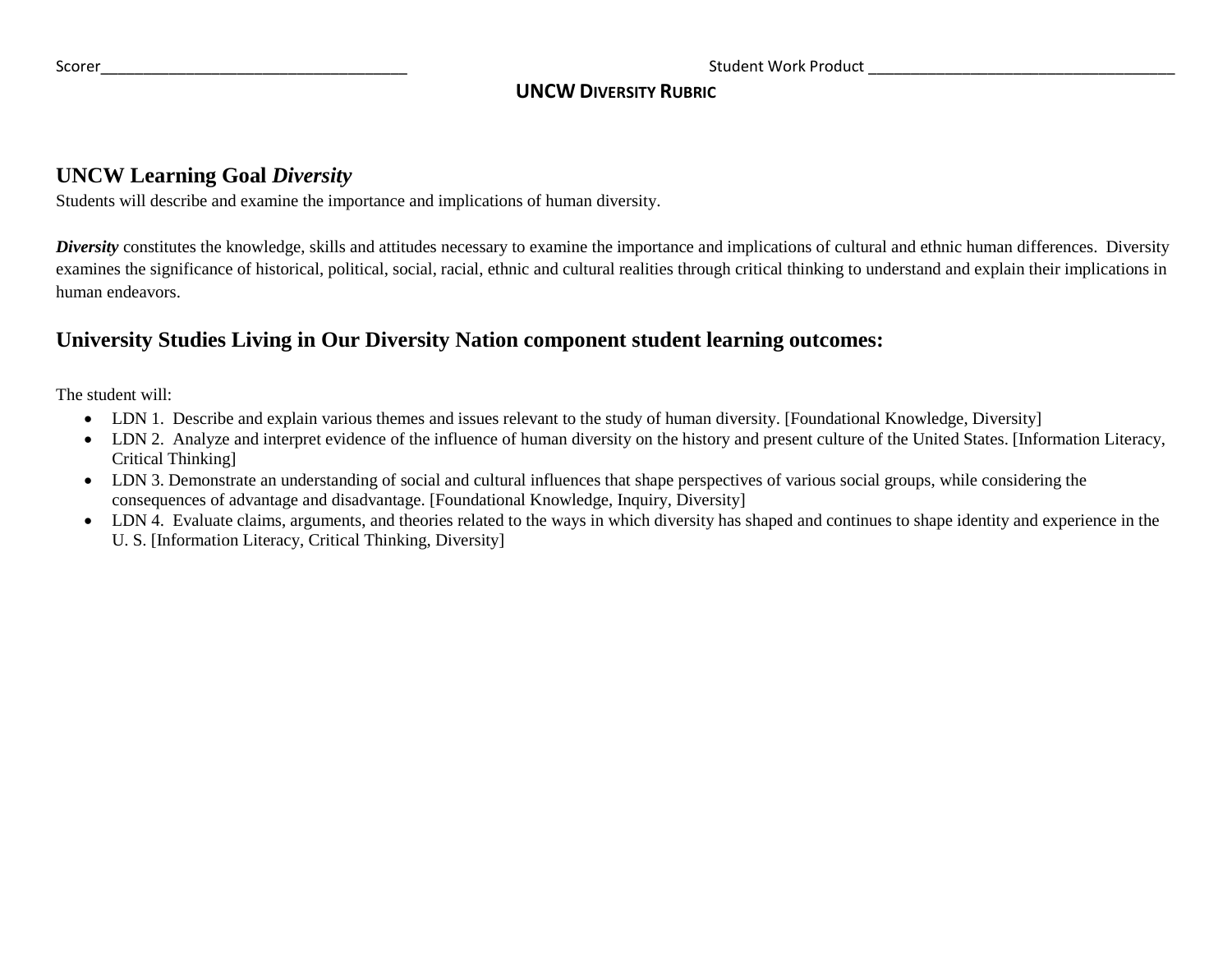Scorer_____________________________________ Student Work Product _____________________________________

**UNCW DIVERSITY RUBRIC**

## UNCW Learning Goal *Diversity*

Students will describe and examine the importance and implications of human diversity.

***Diversity*** constitutes the knowledge, skills and attitudes necessary to examine the importance and implications of cultural and ethnic human differences. Diversity examines the significance of historical, political, social, racial, ethnic and cultural realities through critical thinking to understand and explain their implications in human endeavors.

## University Studies Living in Our Diversity Nation component student learning outcomes:

The student will:

- LDN 1. Describe and explain various themes and issues relevant to the study of human diversity. [Foundational Knowledge, Diversity]
- LDN 2. Analyze and interpret evidence of the influence of human diversity on the history and present culture of the United States. [Information Literacy, Critical Thinking]
- LDN 3. Demonstrate an understanding of social and cultural influences that shape perspectives of various social groups, while considering the consequences of advantage and disadvantage. [Foundational Knowledge, Inquiry, Diversity]
- LDN 4. Evaluate claims, arguments, and theories related to the ways in which diversity has shaped and continues to shape identity and experience in the U. S. [Information Literacy, Critical Thinking, Diversity]